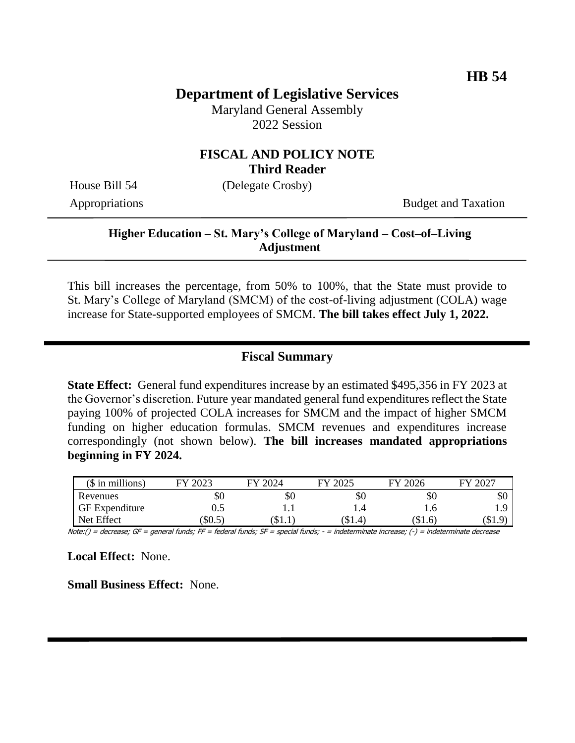HB 54

# Department of Legislative Services

Maryland General Assembly
2022 Session

## FISCAL AND POLICY NOTE
**Third Reader**

House Bill 54 (Delegate Crosby)

Appropriations Budget and Taxation

### Higher Education – St. Mary's College of Maryland – Cost–of–Living Adjustment

This bill increases the percentage, from 50% to 100%, that the State must provide to St. Mary's College of Maryland (SMCM) of the cost-of-living adjustment (COLA) wage increase for State-supported employees of SMCM. **The bill takes effect July 1, 2022.**

## Fiscal Summary

**State Effect:** General fund expenditures increase by an estimated $495,356 in FY 2023 at the Governor's discretion. Future year mandated general fund expenditures reflect the State paying 100% of projected COLA increases for SMCM and the impact of higher SMCM funding on higher education formulas. SMCM revenues and expenditures increase correspondingly (not shown below). **The bill increases mandated appropriations beginning in FY 2024.**

| ($ in millions) | FY 2023 | FY 2024 | FY 2025 | FY 2026 | FY 2027 |
|---|---|---|---|---|---|
| Revenues | $0 | $0 | $0 | $0 | $0 |
| GF Expenditure | 0.5 | 1.1 | 1.4 | 1.6 | 1.9 |
| Net Effect | ($0.5) | ($1.1) | ($1.4) | ($1.6) | ($1.9) |

Note:() = decrease; GF = general funds; FF = federal funds; SF = special funds; - = indeterminate increase; (-) = indeterminate decrease

**Local Effect:** None.

**Small Business Effect:** None.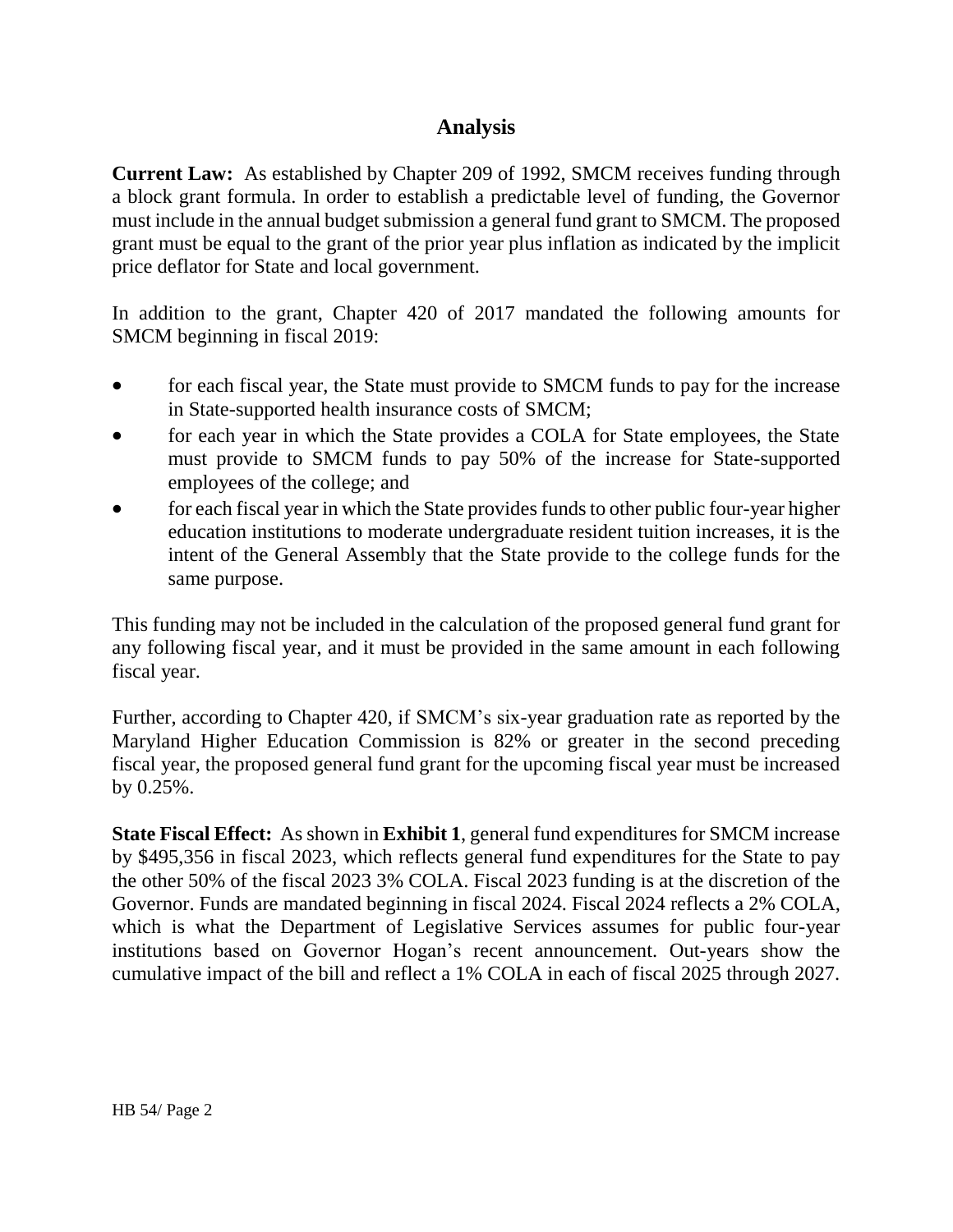## Analysis

**Current Law:** As established by Chapter 209 of 1992, SMCM receives funding through a block grant formula. In order to establish a predictable level of funding, the Governor must include in the annual budget submission a general fund grant to SMCM. The proposed grant must be equal to the grant of the prior year plus inflation as indicated by the implicit price deflator for State and local government.

In addition to the grant, Chapter 420 of 2017 mandated the following amounts for SMCM beginning in fiscal 2019:

- for each fiscal year, the State must provide to SMCM funds to pay for the increase in State-supported health insurance costs of SMCM;
- for each year in which the State provides a COLA for State employees, the State must provide to SMCM funds to pay 50% of the increase for State-supported employees of the college; and
- for each fiscal year in which the State provides funds to other public four-year higher education institutions to moderate undergraduate resident tuition increases, it is the intent of the General Assembly that the State provide to the college funds for the same purpose.

This funding may not be included in the calculation of the proposed general fund grant for any following fiscal year, and it must be provided in the same amount in each following fiscal year.

Further, according to Chapter 420, if SMCM's six-year graduation rate as reported by the Maryland Higher Education Commission is 82% or greater in the second preceding fiscal year, the proposed general fund grant for the upcoming fiscal year must be increased by 0.25%.

**State Fiscal Effect:** As shown in **Exhibit 1**, general fund expenditures for SMCM increase by $495,356 in fiscal 2023, which reflects general fund expenditures for the State to pay the other 50% of the fiscal 2023 3% COLA. Fiscal 2023 funding is at the discretion of the Governor. Funds are mandated beginning in fiscal 2024. Fiscal 2024 reflects a 2% COLA, which is what the Department of Legislative Services assumes for public four-year institutions based on Governor Hogan's recent announcement. Out-years show the cumulative impact of the bill and reflect a 1% COLA in each of fiscal 2025 through 2027.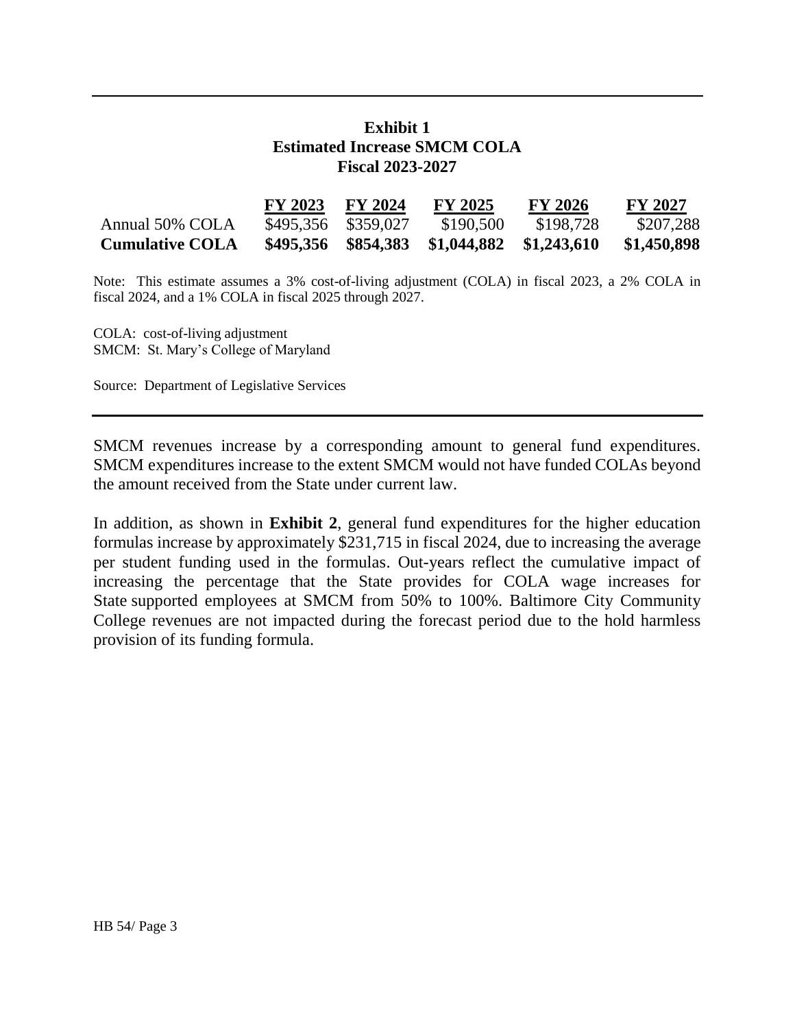**Exhibit 1**
**Estimated Increase SMCM COLA**
**Fiscal 2023-2027**

| | FY 2023 | FY 2024 | FY 2025 | FY 2026 | FY 2027 |
|---|---|---|---|---|---|
| Annual 50% COLA | $495,356 | $359,027 | $190,500 | $198,728 | $207,288 |
| **Cumulative COLA** | **$495,356** | **$854,383** | **$1,044,882** | **$1,243,610** | **$1,450,898** |

Note: This estimate assumes a 3% cost-of-living adjustment (COLA) in fiscal 2023, a 2% COLA in fiscal 2024, and a 1% COLA in fiscal 2025 through 2027.

COLA: cost-of-living adjustment
SMCM: St. Mary's College of Maryland

Source: Department of Legislative Services

SMCM revenues increase by a corresponding amount to general fund expenditures. SMCM expenditures increase to the extent SMCM would not have funded COLAs beyond the amount received from the State under current law.

In addition, as shown in **Exhibit 2**, general fund expenditures for the higher education formulas increase by approximately $231,715 in fiscal 2024, due to increasing the average per student funding used in the formulas. Out-years reflect the cumulative impact of increasing the percentage that the State provides for COLA wage increases for State supported employees at SMCM from 50% to 100%. Baltimore City Community College revenues are not impacted during the forecast period due to the hold harmless provision of its funding formula.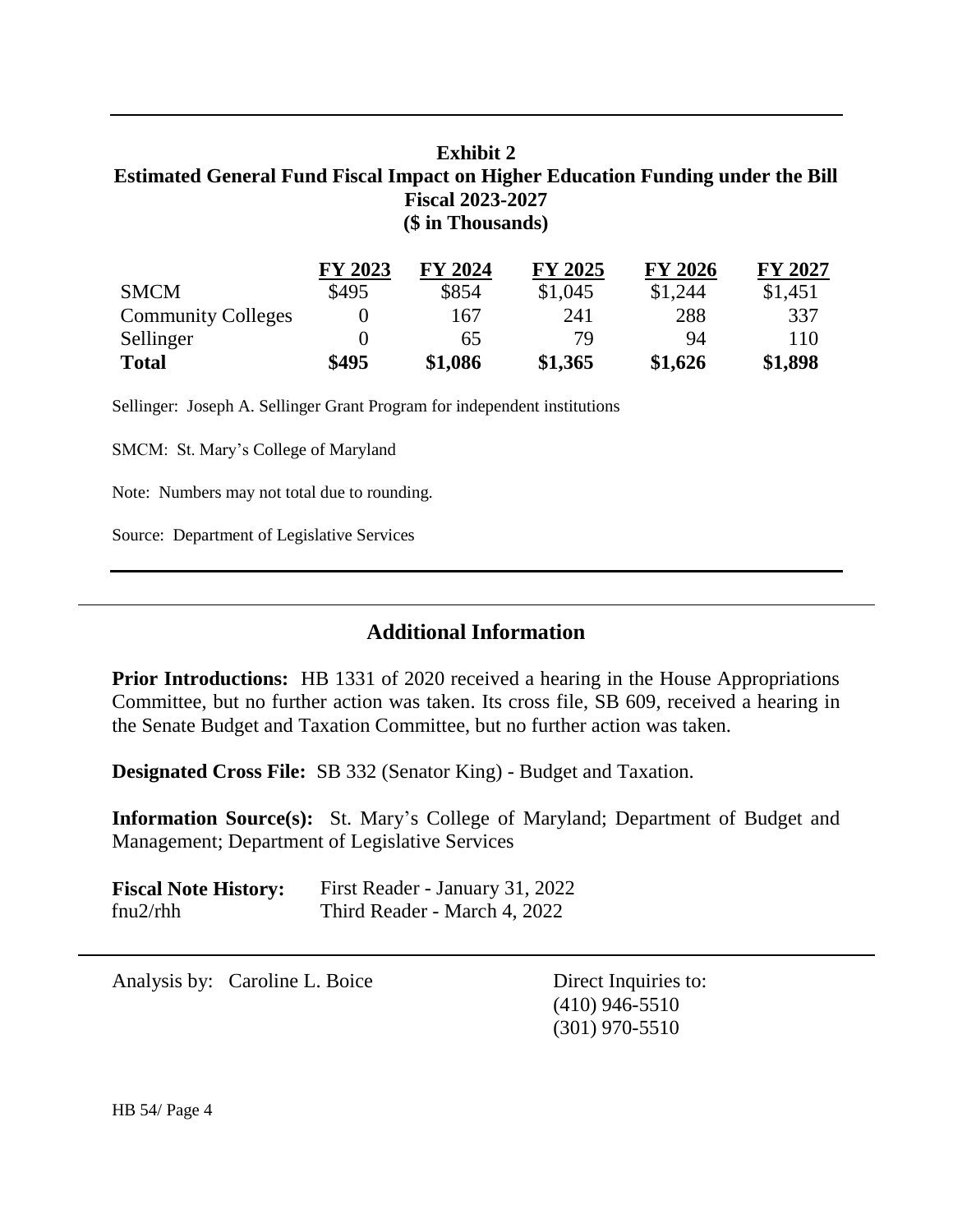**Exhibit 2**
**Estimated General Fund Fiscal Impact on Higher Education Funding under the Bill**
**Fiscal 2023-2027**
**($ in Thousands)**

| | FY 2023 | FY 2024 | FY 2025 | FY 2026 | FY 2027 |
|---|---|---|---|---|---|
| SMCM | $495 | $854 | $1,045 | $1,244 | $1,451 |
| Community Colleges | 0 | 167 | 241 | 288 | 337 |
| Sellinger | 0 | 65 | 79 | 94 | 110 |
| **Total** | **$495** | **$1,086** | **$1,365** | **$1,626** | **$1,898** |

Sellinger: Joseph A. Sellinger Grant Program for independent institutions

SMCM: St. Mary's College of Maryland

Note: Numbers may not total due to rounding.

Source: Department of Legislative Services

## Additional Information

**Prior Introductions:** HB 1331 of 2020 received a hearing in the House Appropriations Committee, but no further action was taken. Its cross file, SB 609, received a hearing in the Senate Budget and Taxation Committee, but no further action was taken.

**Designated Cross File:** SB 332 (Senator King) - Budget and Taxation.

**Information Source(s):** St. Mary's College of Maryland; Department of Budget and Management; Department of Legislative Services

**Fiscal Note History:** First Reader - January 31, 2022
fnu2/rhh Third Reader - March 4, 2022

Analysis by: Caroline L. Boice

Direct Inquiries to:
(410) 946-5510
(301) 970-5510